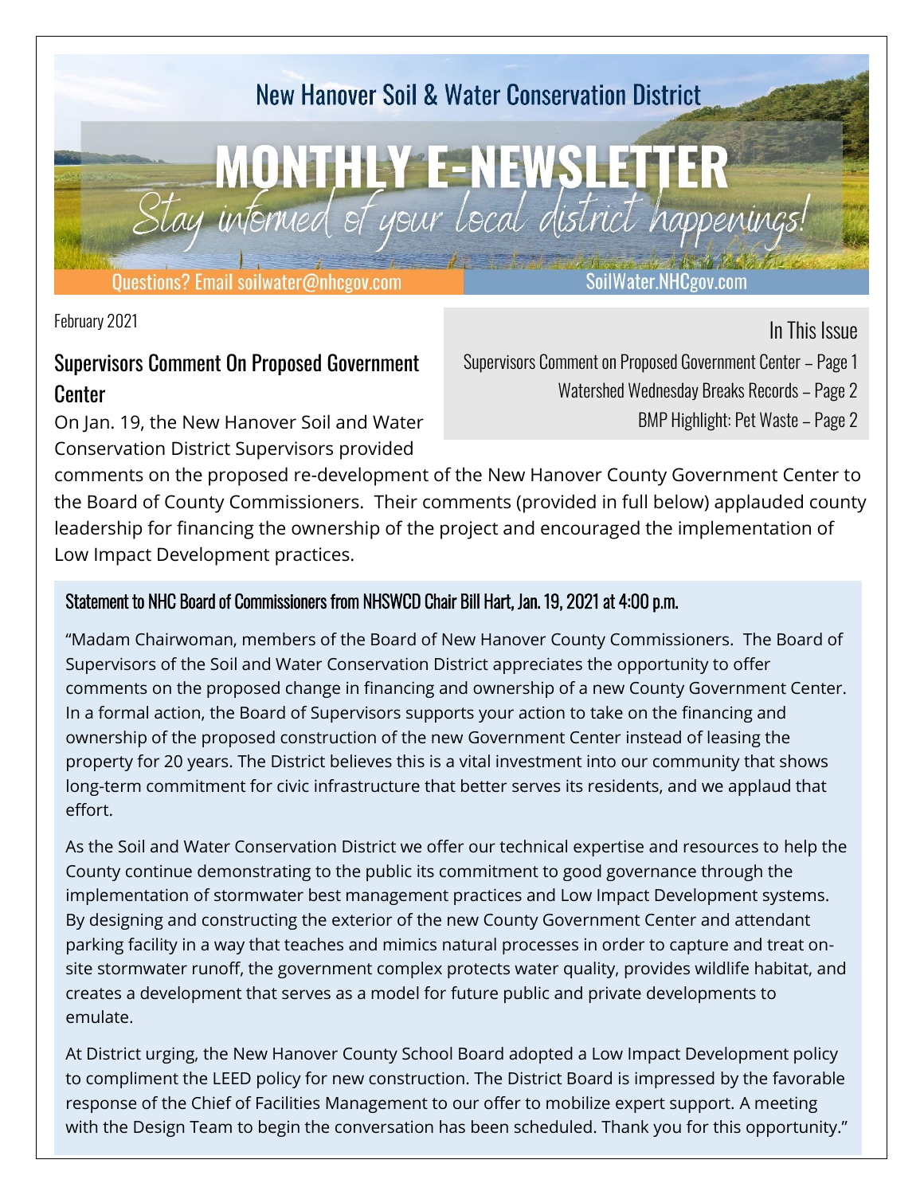New Hanover Soil & Water Conservation District

# MONTHLY E-NEWSLETTER

*Stay informed of your local district happenings!*

Questions? Email soilwater@nhcgov.com | SoilWater.NHCgov.com

February 2021

**In This Issue**

- Supervisors Comment on Proposed Government Center – Page 1
- Watershed Wednesday Breaks Records – Page 2
- BMP Highlight: Pet Waste – Page 2

## Supervisors Comment On Proposed Government Center

On Jan. 19, the New Hanover Soil and Water Conservation District Supervisors provided comments on the proposed re-development of the New Hanover County Government Center to the Board of County Commissioners. Their comments (provided in full below) applauded county leadership for financing the ownership of the project and encouraged the implementation of Low Impact Development practices.

### Statement to NHC Board of Commissioners from NHSWCD Chair Bill Hart, Jan. 19, 2021 at 4:00 p.m.

"Madam Chairwoman, members of the Board of New Hanover County Commissioners. The Board of Supervisors of the Soil and Water Conservation District appreciates the opportunity to offer comments on the proposed change in financing and ownership of a new County Government Center. In a formal action, the Board of Supervisors supports your action to take on the financing and ownership of the proposed construction of the new Government Center instead of leasing the property for 20 years. The District believes this is a vital investment into our community that shows long-term commitment for civic infrastructure that better serves its residents, and we applaud that effort.

As the Soil and Water Conservation District we offer our technical expertise and resources to help the County continue demonstrating to the public its commitment to good governance through the implementation of stormwater best management practices and Low Impact Development systems. By designing and constructing the exterior of the new County Government Center and attendant parking facility in a way that teaches and mimics natural processes in order to capture and treat on-site stormwater runoff, the government complex protects water quality, provides wildlife habitat, and creates a development that serves as a model for future public and private developments to emulate.

At District urging, the New Hanover County School Board adopted a Low Impact Development policy to compliment the LEED policy for new construction. The District Board is impressed by the favorable response of the Chief of Facilities Management to our offer to mobilize expert support. A meeting with the Design Team to begin the conversation has been scheduled. Thank you for this opportunity."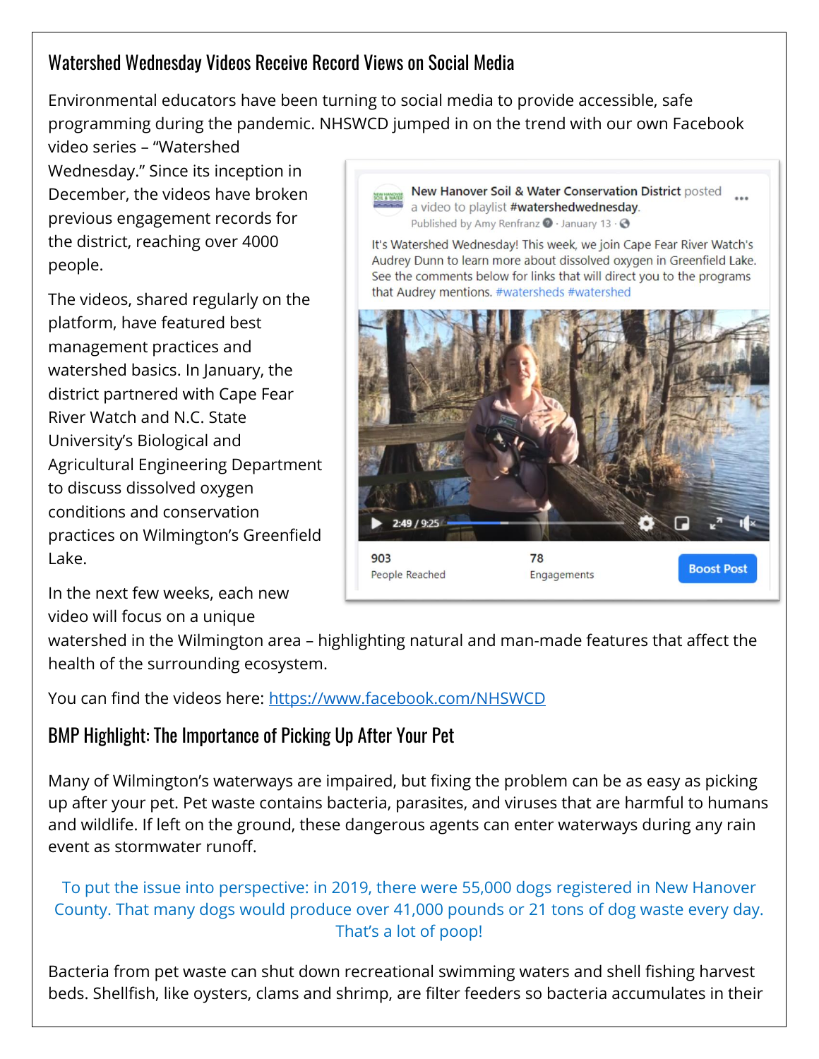## Watershed Wednesday Videos Receive Record Views on Social Media

Environmental educators have been turning to social media to provide accessible, safe programming during the pandemic. NHSWCD jumped in on the trend with our own Facebook video series – "Watershed Wednesday." Since its inception in December, the videos have broken previous engagement records for the district, reaching over 4000 people.

The videos, shared regularly on the platform, have featured best management practices and watershed basics. In January, the district partnered with Cape Fear River Watch and N.C. State University's Biological and Agricultural Engineering Department to discuss dissolved oxygen conditions and conservation practices on Wilmington's Greenfield Lake.

In the next few weeks, each new video will focus on a unique watershed in the Wilmington area – highlighting natural and man-made features that affect the health of the surrounding ecosystem.

You can find the videos here: https://www.facebook.com/NHSWCD

## BMP Highlight: The Importance of Picking Up After Your Pet

Many of Wilmington's waterways are impaired, but fixing the problem can be as easy as picking up after your pet. Pet waste contains bacteria, parasites, and viruses that are harmful to humans and wildlife. If left on the ground, these dangerous agents can enter waterways during any rain event as stormwater runoff.

To put the issue into perspective: in 2019, there were 55,000 dogs registered in New Hanover County. That many dogs would produce over 41,000 pounds or 21 tons of dog waste every day. That's a lot of poop!

Bacteria from pet waste can shut down recreational swimming waters and shell fishing harvest beds. Shellfish, like oysters, clams and shrimp, are filter feeders so bacteria accumulates in their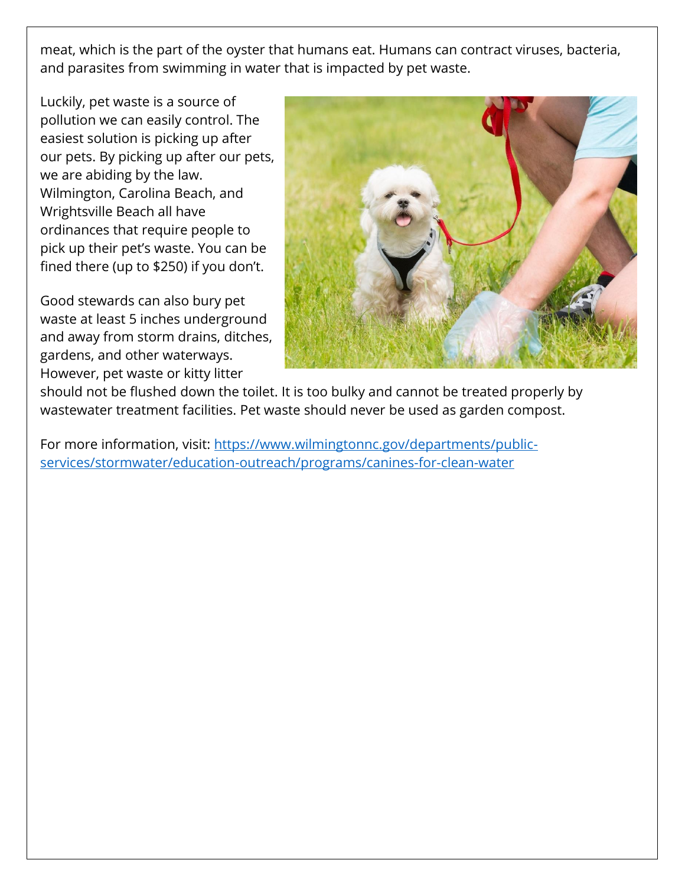meat, which is the part of the oyster that humans eat. Humans can contract viruses, bacteria, and parasites from swimming in water that is impacted by pet waste.

Luckily, pet waste is a source of pollution we can easily control. The easiest solution is picking up after our pets. By picking up after our pets, we are abiding by the law. Wilmington, Carolina Beach, and Wrightsville Beach all have ordinances that require people to pick up their pet's waste. You can be fined there (up to $250) if you don't.

Good stewards can also bury pet waste at least 5 inches underground and away from storm drains, ditches, gardens, and other waterways. However, pet waste or kitty litter should not be flushed down the toilet. It is too bulky and cannot be treated properly by wastewater treatment facilities. Pet waste should never be used as garden compost.

For more information, visit: [https://www.wilmingtonnc.gov/departments/public-services/stormwater/education-outreach/programs/canines-for-clean-water](https://www.wilmingtonnc.gov/departments/public-services/stormwater/education-outreach/programs/canines-for-clean-water)